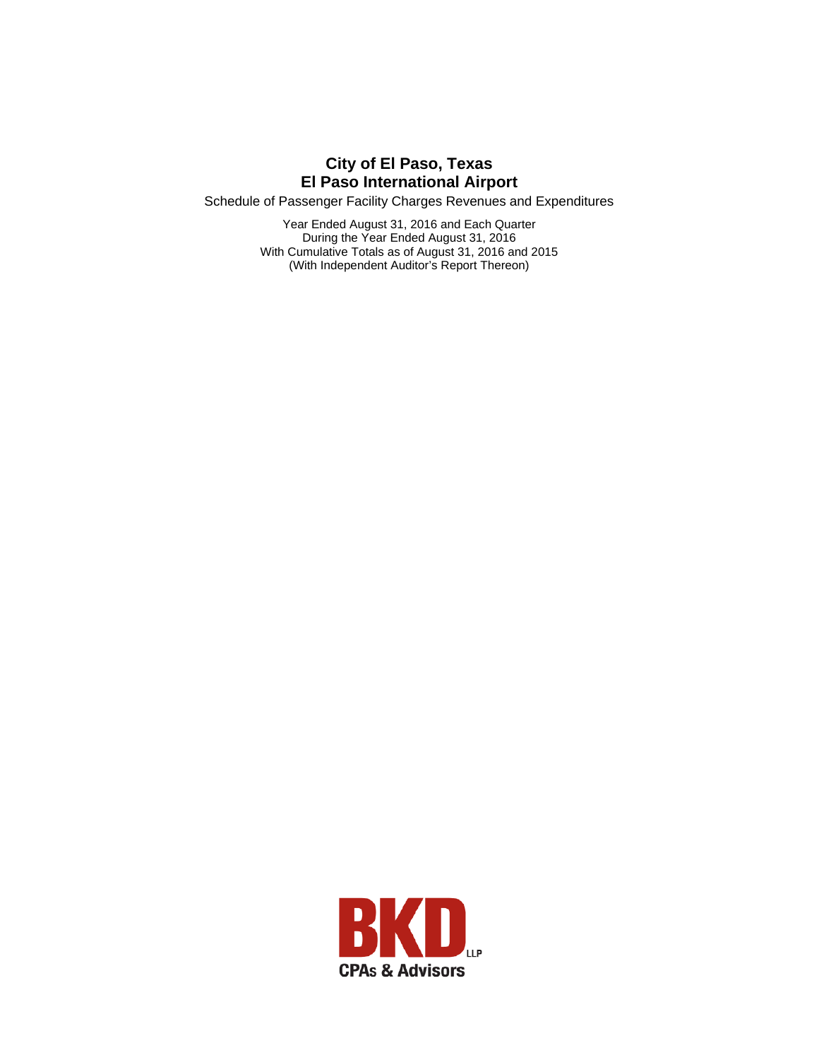# City of El Paso, Texas
# El Paso International Airport

Schedule of Passenger Facility Charges Revenues and Expenditures

Year Ended August 31, 2016 and Each Quarter
During the Year Ended August 31, 2016
With Cumulative Totals as of August 31, 2016 and 2015
(With Independent Auditor's Report Thereon)

BKD LLP
CPAs & Advisors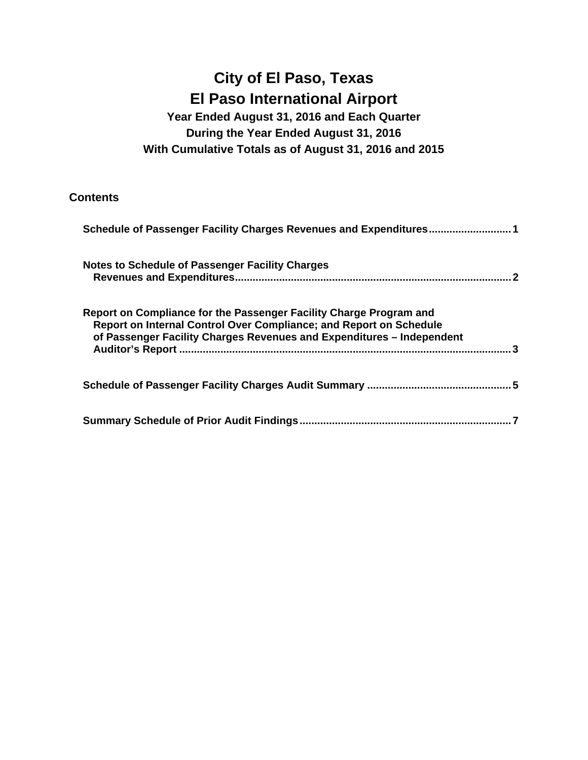# City of El Paso, Texas
# El Paso International Airport

### Year Ended August 31, 2016 and Each Quarter During the Year Ended August 31, 2016 With Cumulative Totals as of August 31, 2016 and 2015

## Contents

**Schedule of Passenger Facility Charges Revenues and Expenditures** ............................ 1

**Notes to Schedule of Passenger Facility Charges Revenues and Expenditures** ............................ 2

**Report on Compliance for the Passenger Facility Charge Program and Report on Internal Control Over Compliance; and Report on Schedule of Passenger Facility Charges Revenues and Expenditures – Independent Auditor's Report** ............................ 3

**Schedule of Passenger Facility Charges Audit Summary** ............................ 5

**Summary Schedule of Prior Audit Findings** ............................ 7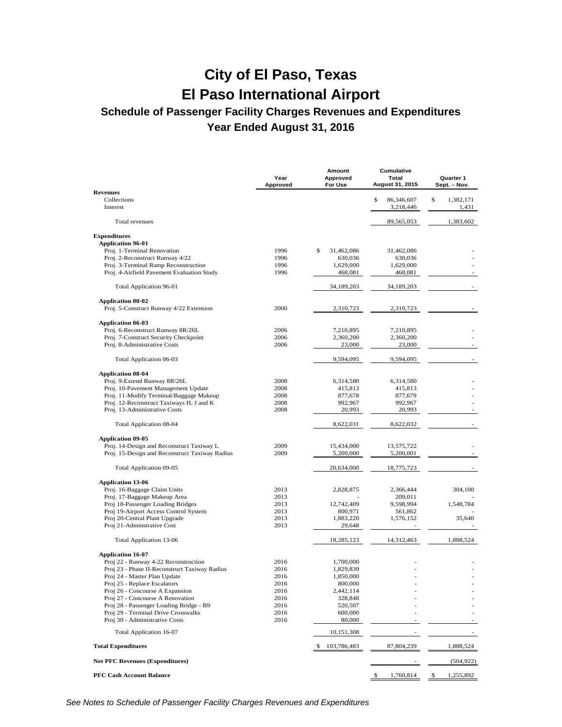# City of El Paso, Texas

# El Paso International Airport

## Schedule of Passenger Facility Charges Revenues and Expenditures

### Year Ended August 31, 2016

| | Year Approved | Amount Approved For Use | Cumulative Total August 31, 2015 | Quarter 1 Sept. – Nov. |
|---|---|---|---|---|
| **Revenues** | | | | |
| Collections | | | $ 86,346,607 | $ 1,382,171 |
| Interest | | | 3,218,446 | 1,431 |
| Total revenues | | | 89,565,053 | 1,383,602 |
| **Expenditures** | | | | |
| **Application 96-01** | | | | |
| Proj. 1-Terminal Renovation | 1996 | $ 31,462,086 | 31,462,086 | - |
| Proj. 2-Reconstruct Runway 4/22 | 1996 | 630,036 | 630,036 | - |
| Proj. 3-Terminal Ramp Reconstruction | 1996 | 1,629,000 | 1,629,000 | - |
| Proj. 4-Airfield Pavement Evaluation Study | 1996 | 468,081 | 468,081 | - |
| Total Application 96-01 | | 34,189,203 | 34,189,203 | - |
| **Application 00-02** | | | | |
| Proj. 5-Construct Runway 4/22 Extension | 2000 | 2,310,723 | 2,310,723 | - |
| **Application 06-03** | | | | |
| Proj. 6-Reconstruct Runway 8R/26L | 2006 | 7,210,895 | 7,210,895 | - |
| Proj. 7-Construct Security Checkpoint | 2006 | 2,360,200 | 2,360,200 | - |
| Proj. 8-Administrative Costs | 2006 | 23,000 | 23,000 | - |
| Total Application 06-03 | | 9,594,095 | 9,594,095 | - |
| **Application 08-04** | | | | |
| Proj. 9-Extend Runway 8R/26L | 2008 | 6,314,580 | 6,314,580 | - |
| Proj. 10-Pavement Management Update | 2008 | 415,813 | 415,813 | - |
| Proj. 11-Modify Terminal/Baggage Makeup | 2008 | 877,678 | 877,679 | - |
| Proj. 12-Reconstruct Taxiways H, J and K | 2008 | 992,967 | 992,967 | - |
| Proj. 13-Administrative Costs | 2008 | 20,993 | 20,993 | - |
| Total Application 08-04 | | 8,622,031 | 8,622,032 | - |
| **Application 09-05** | | | | |
| Proj. 14-Design and Reconstruct Taxiway L | 2009 | 15,434,000 | 13,575,722 | - |
| Proj. 15-Design and Reconstruct Taxiway Radius | 2009 | 5,200,000 | 5,200,001 | - |
| Total Application 09-05 | | 20,634,000 | 18,775,723 | - |
| **Application 13-06** | | | | |
| Proj. 16-Baggage Claim Units | 2013 | 2,828,875 | 2,366,444 | 304,100 |
| Proj. 17-Baggage Makeup Area | 2013 | - | 209,011 | - |
| Proj 18-Passenger Loading Bridges | 2013 | 12,742,409 | 9,598,994 | 1,548,784 |
| Proj 19-Airport Access Control System | 2013 | 800,971 | 561,862 | - |
| Proj 20-Central Plant Upgrade | 2013 | 1,883,220 | 1,576,152 | 35,640 |
| Proj 21-Adminstrative Cost | 2013 | 29,648 | - | - |
| Total Application 13-06 | | 18,285,123 | 14,312,463 | 1,888,524 |
| **Application 16-07** | | | | |
| Proj 22 - Runway 4-22 Reconstruction | 2016 | 1,700,000 | - | - |
| Proj 23 - Phase II-Reconstruct Taxiway Radius | 2016 | 1,829,839 | - | - |
| Proj 24 - Master Plan Update | 2016 | 1,850,000 | - | - |
| Proj 25 - Replace Escalators | 2016 | 800,000 | - | - |
| Proj 26 - Concourse A Expansion | 2016 | 2,442,114 | - | - |
| Proj 27 - Concourse A Renovation | 2016 | 328,848 | - | - |
| Proj 28 - Passenger Loading Bridge - B9 | 2016 | 520,507 | - | - |
| Proj 29 - Terminal Drive Crosswalks | 2016 | 600,000 | - | - |
| Proj 30 - Administrative Costs | 2016 | 80,000 | - | - |
| Total Application 16-07 | | 10,151,308 | - | - |
| **Total Expenditures** | | $ 103,786,483 | 87,804,239 | 1,888,524 |
| **Net PFC Revenues (Expenditures)** | | | - | (504,922) |
| **PFC Cash Account Balance** | | | $ 1,760,814 | $ 1,255,892 |

*See Notes to Schedule of Passenger Facility Charges Revenues and Expenditures*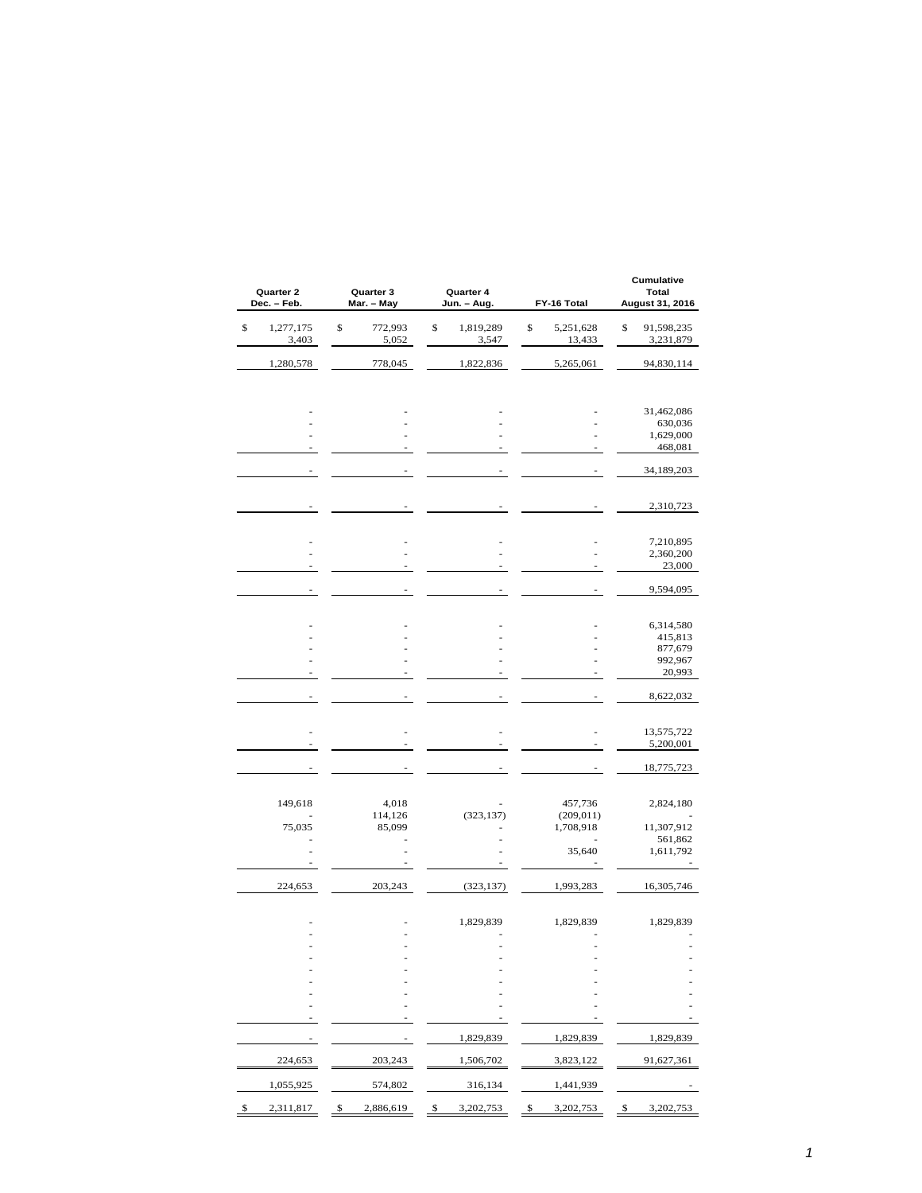| Quarter 2 Dec. – Feb. | Quarter 3 Mar. – May | Quarter 4 Jun. – Aug. | FY-16 Total | Cumulative Total August 31, 2016 |
|---|---|---|---|---|
| $ 1,277,175 | $ 772,993 | $ 1,819,289 | $ 5,251,628 | $ 91,598,235 |
| 3,403 | 5,052 | 3,547 | 13,433 | 3,231,879 |
| 1,280,578 | 778,045 | 1,822,836 | 5,265,061 | 94,830,114 |
| | | | | |
| - | - | - | - | 31,462,086 |
| - | - | - | - | 630,036 |
| - | - | - | - | 1,629,000 |
| - | - | - | - | 468,081 |
| - | - | - | - | 34,189,203 |
| | | | | |
| - | - | - | - | 2,310,723 |
| | | | | |
| - | - | - | - | 7,210,895 |
| - | - | - | - | 2,360,200 |
| - | - | - | - | 23,000 |
| - | - | - | - | 9,594,095 |
| | | | | |
| - | - | - | - | 6,314,580 |
| - | - | - | - | 415,813 |
| - | - | - | - | 877,679 |
| - | - | - | - | 992,967 |
| - | - | - | - | 20,993 |
| - | - | - | - | 8,622,032 |
| | | | | |
| - | - | - | - | 13,575,722 |
| - | - | - | - | 5,200,001 |
| - | - | - | - | 18,775,723 |
| | | | | |
| 149,618 | 4,018 | - | 457,736 | 2,824,180 |
| - | 114,126 | (323,137) | (209,011) | - |
| 75,035 | 85,099 | - | 1,708,918 | 11,307,912 |
| - | - | - | - | 561,862 |
| - | - | - | 35,640 | 1,611,792 |
| - | - | - | - | - |
| 224,653 | 203,243 | (323,137) | 1,993,283 | 16,305,746 |
| | | | | |
| - | - | 1,829,839 | 1,829,839 | 1,829,839 |
| - | - | - | - | - |
| - | - | - | - | - |
| - | - | - | - | - |
| - | - | - | - | - |
| - | - | - | - | - |
| - | - | - | - | - |
| - | - | - | - | - |
| - | - | - | - | - |
| - | - | 1,829,839 | 1,829,839 | 1,829,839 |
| 224,653 | 203,243 | 1,506,702 | 3,823,122 | 91,627,361 |
| 1,055,925 | 574,802 | 316,134 | 1,441,939 | - |
| $ 2,311,817 | $ 2,886,619 | $ 3,202,753 | $ 3,202,753 | $ 3,202,753 |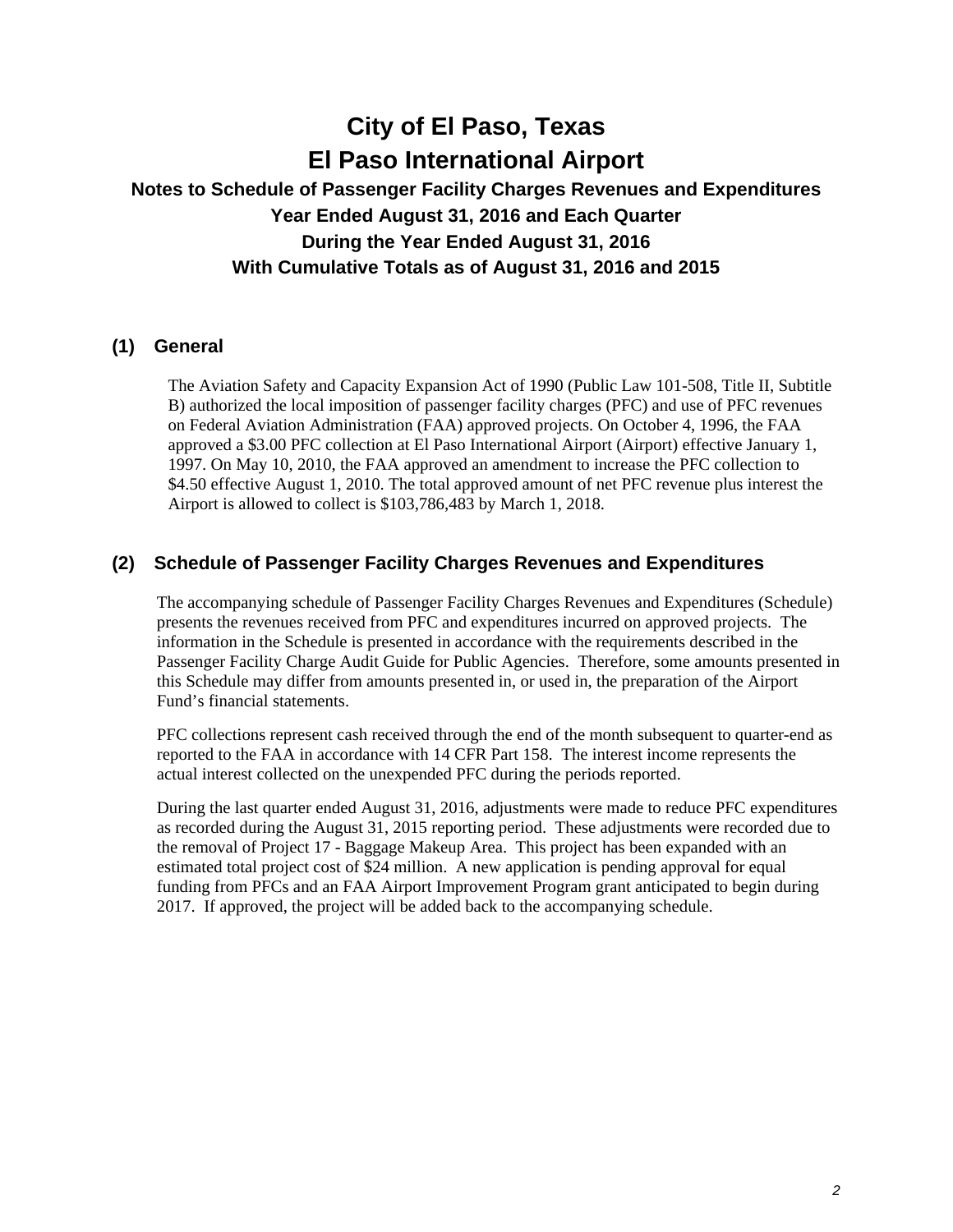# City of El Paso, Texas
# El Paso International Airport

### Notes to Schedule of Passenger Facility Charges Revenues and Expenditures
### Year Ended August 31, 2016 and Each Quarter
### During the Year Ended August 31, 2016
### With Cumulative Totals as of August 31, 2016 and 2015

## (1) General

The Aviation Safety and Capacity Expansion Act of 1990 (Public Law 101-508, Title II, Subtitle B) authorized the local imposition of passenger facility charges (PFC) and use of PFC revenues on Federal Aviation Administration (FAA) approved projects. On October 4, 1996, the FAA approved a $3.00 PFC collection at El Paso International Airport (Airport) effective January 1, 1997. On May 10, 2010, the FAA approved an amendment to increase the PFC collection to $4.50 effective August 1, 2010. The total approved amount of net PFC revenue plus interest the Airport is allowed to collect is $103,786,483 by March 1, 2018.

## (2) Schedule of Passenger Facility Charges Revenues and Expenditures

The accompanying schedule of Passenger Facility Charges Revenues and Expenditures (Schedule) presents the revenues received from PFC and expenditures incurred on approved projects. The information in the Schedule is presented in accordance with the requirements described in the Passenger Facility Charge Audit Guide for Public Agencies. Therefore, some amounts presented in this Schedule may differ from amounts presented in, or used in, the preparation of the Airport Fund's financial statements.

PFC collections represent cash received through the end of the month subsequent to quarter-end as reported to the FAA in accordance with 14 CFR Part 158. The interest income represents the actual interest collected on the unexpended PFC during the periods reported.

During the last quarter ended August 31, 2016, adjustments were made to reduce PFC expenditures as recorded during the August 31, 2015 reporting period. These adjustments were recorded due to the removal of Project 17 - Baggage Makeup Area. This project has been expanded with an estimated total project cost of $24 million. A new application is pending approval for equal funding from PFCs and an FAA Airport Improvement Program grant anticipated to begin during 2017. If approved, the project will be added back to the accompanying schedule.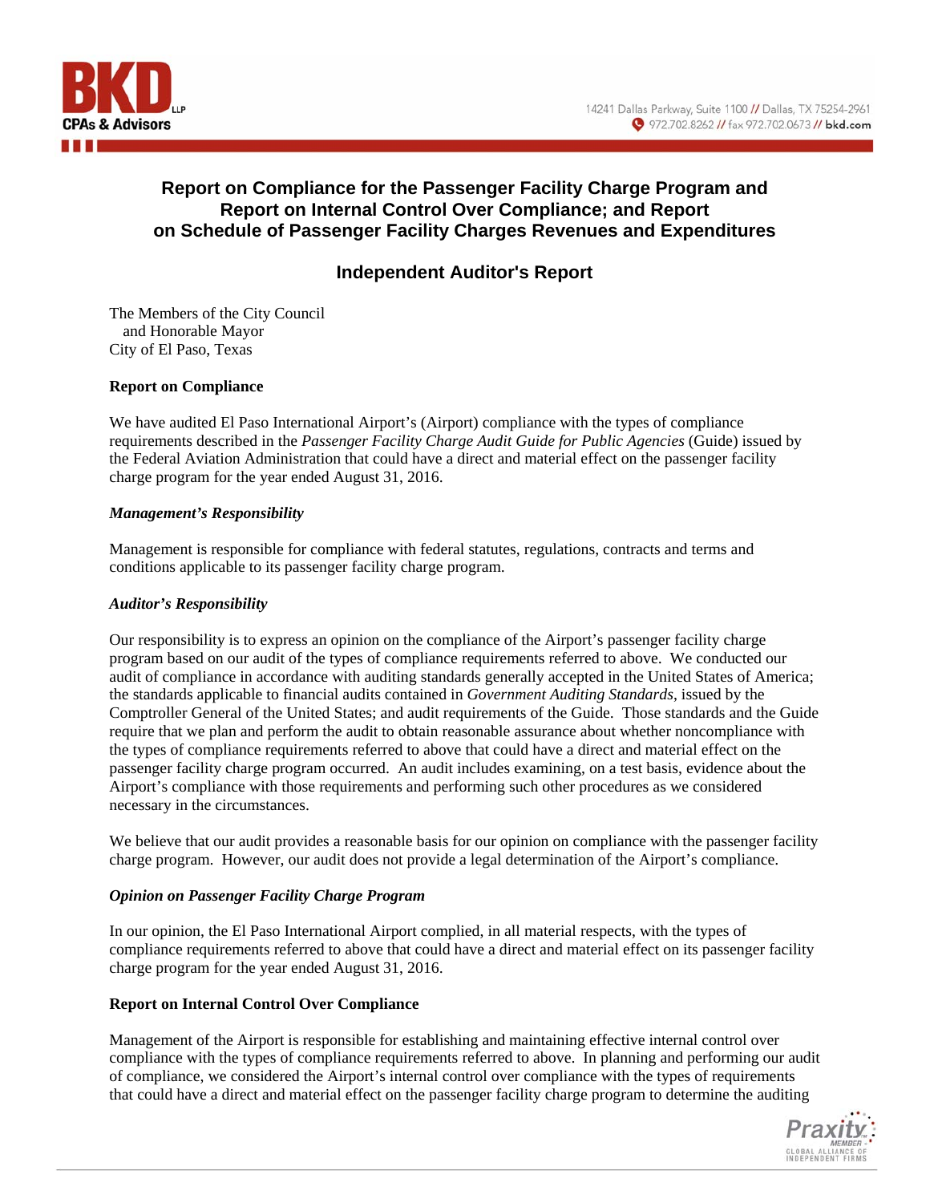# Report on Compliance for the Passenger Facility Charge Program and Report on Internal Control Over Compliance; and Report on Schedule of Passenger Facility Charges Revenues and Expenditures

## Independent Auditor's Report

The Members of the City Council
and Honorable Mayor
City of El Paso, Texas

### Report on Compliance

We have audited El Paso International Airport's (Airport) compliance with the types of compliance requirements described in the *Passenger Facility Charge Audit Guide for Public Agencies* (Guide) issued by the Federal Aviation Administration that could have a direct and material effect on the passenger facility charge program for the year ended August 31, 2016.

#### *Management's Responsibility*

Management is responsible for compliance with federal statutes, regulations, contracts and terms and conditions applicable to its passenger facility charge program.

#### *Auditor's Responsibility*

Our responsibility is to express an opinion on the compliance of the Airport's passenger facility charge program based on our audit of the types of compliance requirements referred to above. We conducted our audit of compliance in accordance with auditing standards generally accepted in the United States of America; the standards applicable to financial audits contained in *Government Auditing Standards*, issued by the Comptroller General of the United States; and audit requirements of the Guide. Those standards and the Guide require that we plan and perform the audit to obtain reasonable assurance about whether noncompliance with the types of compliance requirements referred to above that could have a direct and material effect on the passenger facility charge program occurred. An audit includes examining, on a test basis, evidence about the Airport's compliance with those requirements and performing such other procedures as we considered necessary in the circumstances.

We believe that our audit provides a reasonable basis for our opinion on compliance with the passenger facility charge program. However, our audit does not provide a legal determination of the Airport's compliance.

#### *Opinion on Passenger Facility Charge Program*

In our opinion, the El Paso International Airport complied, in all material respects, with the types of compliance requirements referred to above that could have a direct and material effect on its passenger facility charge program for the year ended August 31, 2016.

### Report on Internal Control Over Compliance

Management of the Airport is responsible for establishing and maintaining effective internal control over compliance with the types of compliance requirements referred to above. In planning and performing our audit of compliance, we considered the Airport's internal control over compliance with the types of requirements that could have a direct and material effect on the passenger facility charge program to determine the auditing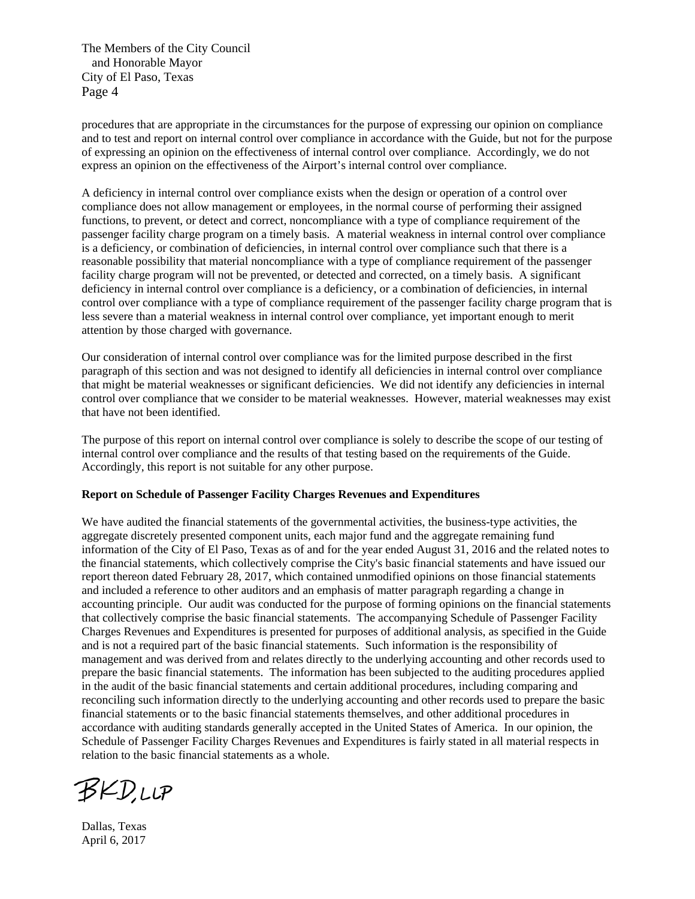procedures that are appropriate in the circumstances for the purpose of expressing our opinion on compliance and to test and report on internal control over compliance in accordance with the Guide, but not for the purpose of expressing an opinion on the effectiveness of internal control over compliance. Accordingly, we do not express an opinion on the effectiveness of the Airport's internal control over compliance.

A deficiency in internal control over compliance exists when the design or operation of a control over compliance does not allow management or employees, in the normal course of performing their assigned functions, to prevent, or detect and correct, noncompliance with a type of compliance requirement of the passenger facility charge program on a timely basis. A material weakness in internal control over compliance is a deficiency, or combination of deficiencies, in internal control over compliance such that there is a reasonable possibility that material noncompliance with a type of compliance requirement of the passenger facility charge program will not be prevented, or detected and corrected, on a timely basis. A significant deficiency in internal control over compliance is a deficiency, or a combination of deficiencies, in internal control over compliance with a type of compliance requirement of the passenger facility charge program that is less severe than a material weakness in internal control over compliance, yet important enough to merit attention by those charged with governance.

Our consideration of internal control over compliance was for the limited purpose described in the first paragraph of this section and was not designed to identify all deficiencies in internal control over compliance that might be material weaknesses or significant deficiencies. We did not identify any deficiencies in internal control over compliance that we consider to be material weaknesses. However, material weaknesses may exist that have not been identified.

The purpose of this report on internal control over compliance is solely to describe the scope of our testing of internal control over compliance and the results of that testing based on the requirements of the Guide. Accordingly, this report is not suitable for any other purpose.

**Report on Schedule of Passenger Facility Charges Revenues and Expenditures**

We have audited the financial statements of the governmental activities, the business-type activities, the aggregate discretely presented component units, each major fund and the aggregate remaining fund information of the City of El Paso, Texas as of and for the year ended August 31, 2016 and the related notes to the financial statements, which collectively comprise the City's basic financial statements and have issued our report thereon dated February 28, 2017, which contained unmodified opinions on those financial statements and included a reference to other auditors and an emphasis of matter paragraph regarding a change in accounting principle. Our audit was conducted for the purpose of forming opinions on the financial statements that collectively comprise the basic financial statements. The accompanying Schedule of Passenger Facility Charges Revenues and Expenditures is presented for purposes of additional analysis, as specified in the Guide and is not a required part of the basic financial statements. Such information is the responsibility of management and was derived from and relates directly to the underlying accounting and other records used to prepare the basic financial statements. The information has been subjected to the auditing procedures applied in the audit of the basic financial statements and certain additional procedures, including comparing and reconciling such information directly to the underlying accounting and other records used to prepare the basic financial statements or to the basic financial statements themselves, and other additional procedures in accordance with auditing standards generally accepted in the United States of America. In our opinion, the Schedule of Passenger Facility Charges Revenues and Expenditures is fairly stated in all material respects in relation to the basic financial statements as a whole.

BKD, LLP

Dallas, Texas
April 6, 2017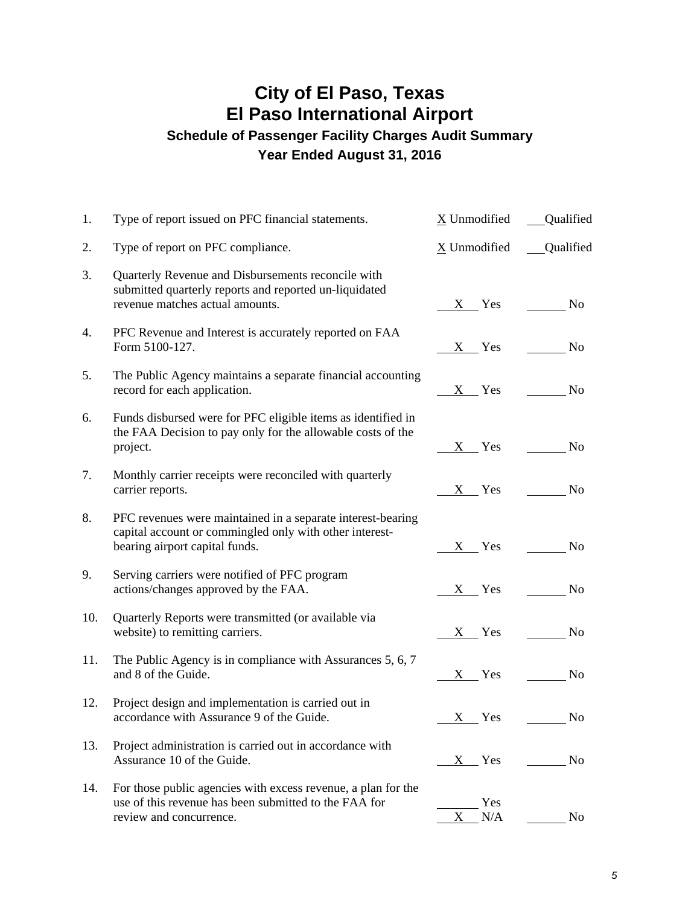# City of El Paso, Texas
# El Paso International Airport
### Schedule of Passenger Facility Charges Audit Summary
### Year Ended August 31, 2016

| | | | |
|---|---|---|---|
| 1. | Type of report issued on PFC financial statements. | X Unmodified | ___ Qualified |
| 2. | Type of report on PFC compliance. | X Unmodified | ___ Qualified |
| 3. | Quarterly Revenue and Disbursements reconcile with submitted quarterly reports and reported un-liquidated revenue matches actual amounts. | X Yes | ___ No |
| 4. | PFC Revenue and Interest is accurately reported on FAA Form 5100-127. | X Yes | ___ No |
| 5. | The Public Agency maintains a separate financial accounting record for each application. | X Yes | ___ No |
| 6. | Funds disbursed were for PFC eligible items as identified in the FAA Decision to pay only for the allowable costs of the project. | X Yes | ___ No |
| 7. | Monthly carrier receipts were reconciled with quarterly carrier reports. | X Yes | ___ No |
| 8. | PFC revenues were maintained in a separate interest-bearing capital account or commingled only with other interest-bearing airport capital funds. | X Yes | ___ No |
| 9. | Serving carriers were notified of PFC program actions/changes approved by the FAA. | X Yes | ___ No |
| 10. | Quarterly Reports were transmitted (or available via website) to remitting carriers. | X Yes | ___ No |
| 11. | The Public Agency is in compliance with Assurances 5, 6, 7 and 8 of the Guide. | X Yes | ___ No |
| 12. | Project design and implementation is carried out in accordance with Assurance 9 of the Guide. | X Yes | ___ No |
| 13. | Project administration is carried out in accordance with Assurance 10 of the Guide. | X Yes | ___ No |
| 14. | For those public agencies with excess revenue, a plan for the use of this revenue has been submitted to the FAA for review and concurrence. | ___ Yes<br>X N/A | ___ No |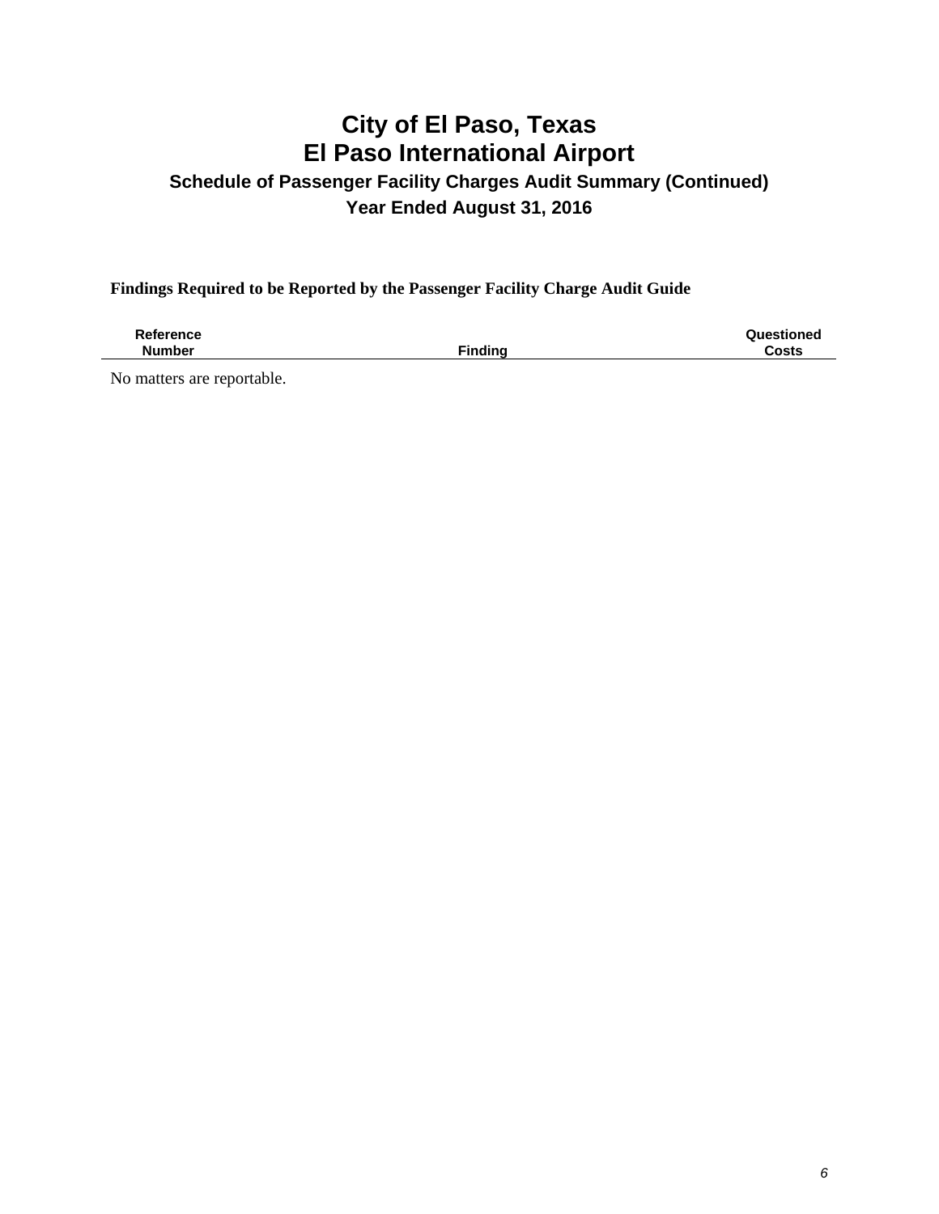# City of El Paso, Texas
# El Paso International Airport
## Schedule of Passenger Facility Charges Audit Summary (Continued)
## Year Ended August 31, 2016

**Findings Required to be Reported by the Passenger Facility Charge Audit Guide**

| Reference Number | Finding | Questioned Costs |
|---|---|---|

No matters are reportable.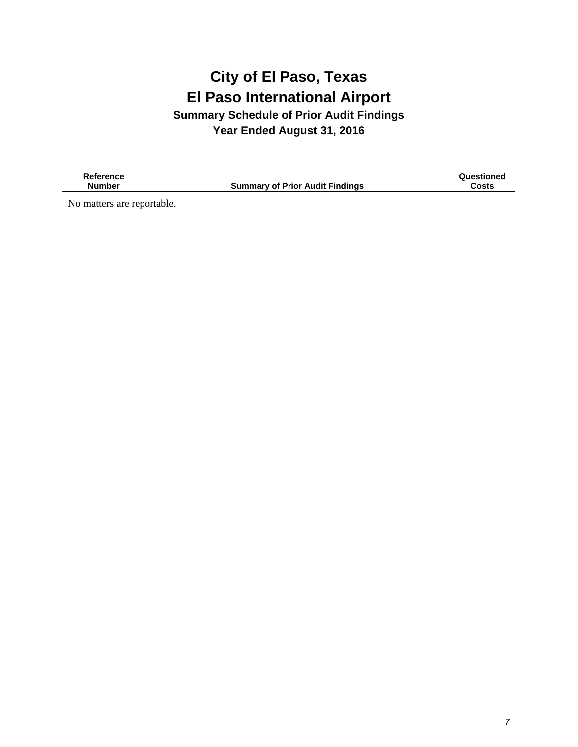# City of El Paso, Texas
# El Paso International Airport
## Summary Schedule of Prior Audit Findings
## Year Ended August 31, 2016

| Reference Number | Summary of Prior Audit Findings | Questioned Costs |
|---|---|---|

No matters are reportable.